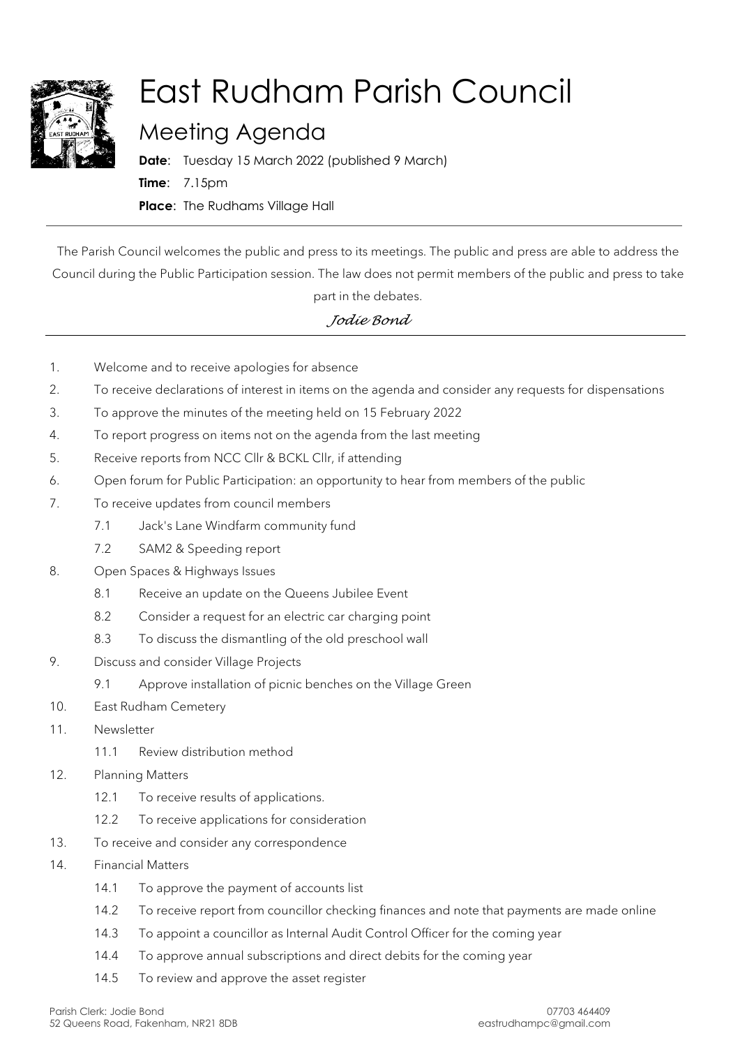# East Rudham Parish Council

## Meeting Agenda

**Date**: Tuesday 15 March 2022 (published 9 March)

**Time**: 7.15pm

**Place**: The Rudhams Village Hall

---

The Parish Council welcomes the public and press to its meetings. The public and press are able to address the Council during the Public Participation session. The law does not permit members of the public and press to take part in the debates.

*Jodie Bond*

---

1. Welcome and to receive apologies for absence
2. To receive declarations of interest in items on the agenda and consider any requests for dispensations
3. To approve the minutes of the meeting held on 15 February 2022
4. To report progress on items not on the agenda from the last meeting
5. Receive reports from NCC Cllr & BCKL Cllr, if attending
6. Open forum for Public Participation: an opportunity to hear from members of the public
7. To receive updates from council members
   - 7.1 Jack's Lane Windfarm community fund
   - 7.2 SAM2 & Speeding report
8. Open Spaces & Highways Issues
   - 8.1 Receive an update on the Queens Jubilee Event
   - 8.2 Consider a request for an electric car charging point
   - 8.3 To discuss the dismantling of the old preschool wall
9. Discuss and consider Village Projects
   - 9.1 Approve installation of picnic benches on the Village Green
10. East Rudham Cemetery
11. Newsletter
    - 11.1 Review distribution method
12. Planning Matters
    - 12.1 To receive results of applications.
    - 12.2 To receive applications for consideration
13. To receive and consider any correspondence
14. Financial Matters
    - 14.1 To approve the payment of accounts list
    - 14.2 To receive report from councillor checking finances and note that payments are made online
    - 14.3 To appoint a councillor as Internal Audit Control Officer for the coming year
    - 14.4 To approve annual subscriptions and direct debits for the coming year
    - 14.5 To review and approve the asset register

Parish Clerk: Jodie Bond
52 Queens Road, Fakenham, NR21 8DB

07703 464409
eastrudhampc@gmail.com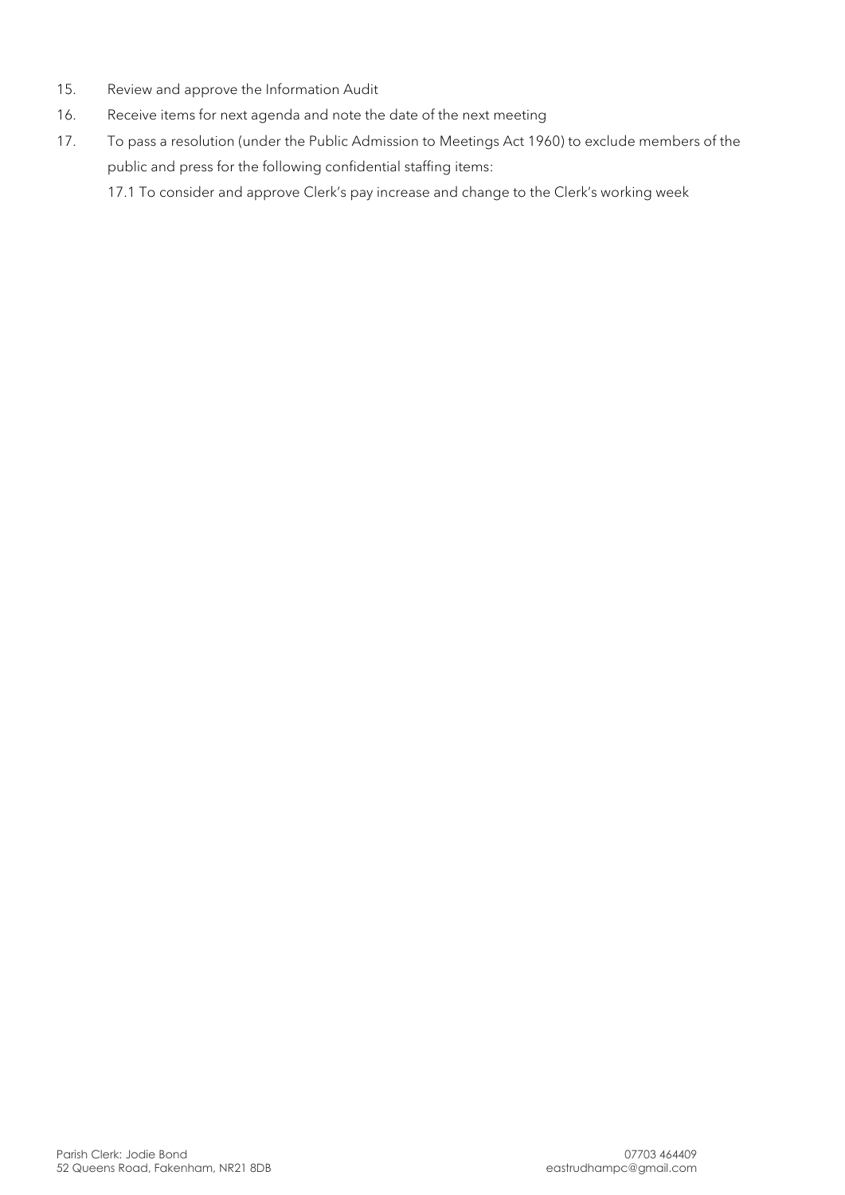15. Review and approve the Information Audit
16. Receive items for next agenda and note the date of the next meeting
17. To pass a resolution (under the Public Admission to Meetings Act 1960) to exclude members of the public and press for the following confidential staffing items:

    17.1 To consider and approve Clerk's pay increase and change to the Clerk's working week

Parish Clerk: Jodie Bond
52 Queens Road, Fakenham, NR21 8DB

07703 464409
eastrudhampc@gmail.com